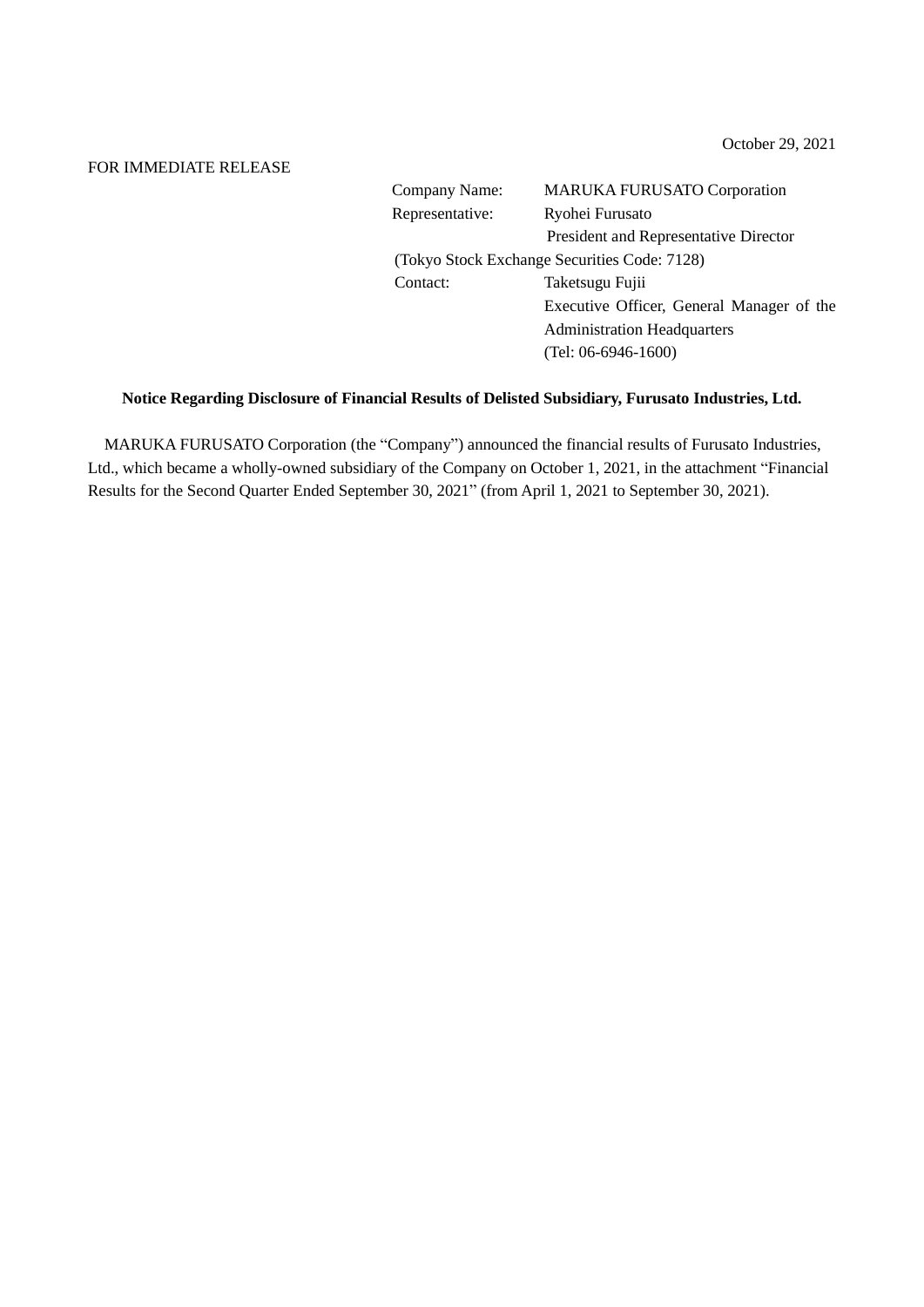October 29, 2021

FOR IMMEDIATE RELEASE

| | |
|---|---|
| Company Name: | MARUKA FURUSATO Corporation |
| Representative: | Ryohei Furusato |
| | President and Representative Director |
| (Tokyo Stock Exchange Securities Code: 7128) | |
| Contact: | Taketsugu Fujii |
| | Executive Officer, General Manager of the Administration Headquarters |
| | (Tel: 06-6946-1600) |

**Notice Regarding Disclosure of Financial Results of Delisted Subsidiary, Furusato Industries, Ltd.**

MARUKA FURUSATO Corporation (the "Company") announced the financial results of Furusato Industries, Ltd., which became a wholly-owned subsidiary of the Company on October 1, 2021, in the attachment "Financial Results for the Second Quarter Ended September 30, 2021" (from April 1, 2021 to September 30, 2021).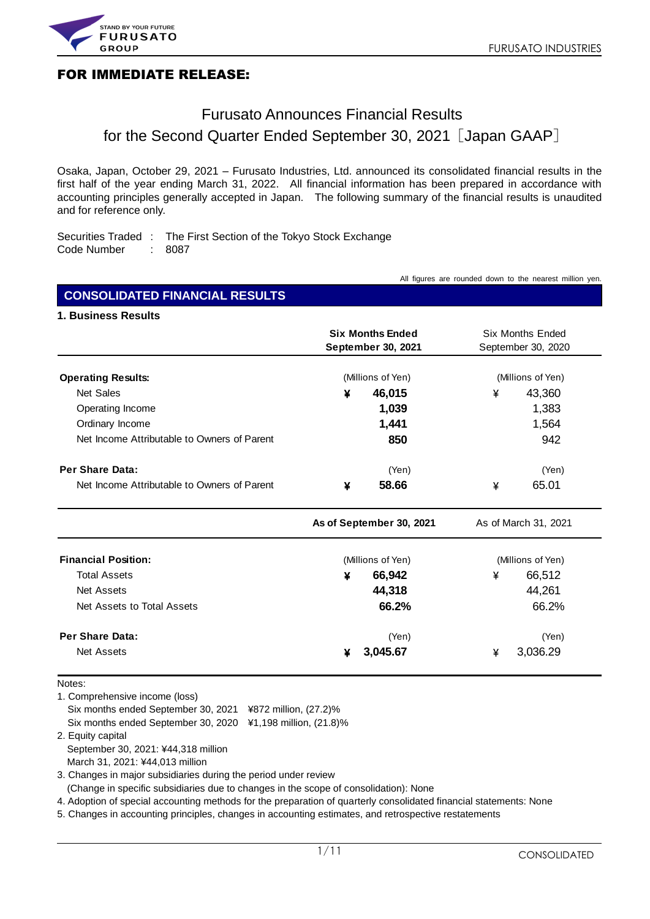## FOR IMMEDIATE RELEASE:

# Furusato Announces Financial Results for the Second Quarter Ended September 30, 2021［Japan GAAP］

Osaka, Japan, October 29, 2021 – Furusato Industries, Ltd. announced its consolidated financial results in the first half of the year ending March 31, 2022. All financial information has been prepared in accordance with accounting principles generally accepted in Japan. The following summary of the financial results is unaudited and for reference only.

Securities Traded : The First Section of the Tokyo Stock Exchange
Code Number : 8087

All figures are rounded down to the nearest million yen.

## CONSOLIDATED FINANCIAL RESULTS

### 1. Business Results

| | **Six Months Ended September 30, 2021** | Six Months Ended September 30, 2020 |
|---|---|---|
| **Operating Results:** | (Millions of Yen) | (Millions of Yen) |
| Net Sales | **¥ 46,015** | ¥ 43,360 |
| Operating Income | **1,039** | 1,383 |
| Ordinary Income | **1,441** | 1,564 |
| Net Income Attributable to Owners of Parent | **850** | 942 |
| **Per Share Data:** | (Yen) | (Yen) |
| Net Income Attributable to Owners of Parent | **¥ 58.66** | ¥ 65.01 |

| | **As of September 30, 2021** | As of March 31, 2021 |
|---|---|---|
| **Financial Position:** | (Millions of Yen) | (Millions of Yen) |
| Total Assets | **¥ 66,942** | ¥ 66,512 |
| Net Assets | **44,318** | 44,261 |
| Net Assets to Total Assets | **66.2%** | 66.2% |
| **Per Share Data:** | (Yen) | (Yen) |
| Net Assets | **¥ 3,045.67** | ¥ 3,036.29 |

Notes:

1. Comprehensive income (loss)
   Six months ended September 30, 2021 ¥872 million, (27.2)%
   Six months ended September 30, 2020 ¥1,198 million, (21.8)%
2. Equity capital
   September 30, 2021: ¥44,318 million
   March 31, 2021: ¥44,013 million
3. Changes in major subsidiaries during the period under review
   (Change in specific subsidiaries due to changes in the scope of consolidation): None
4. Adoption of special accounting methods for the preparation of quarterly consolidated financial statements: None
5. Changes in accounting principles, changes in accounting estimates, and retrospective restatements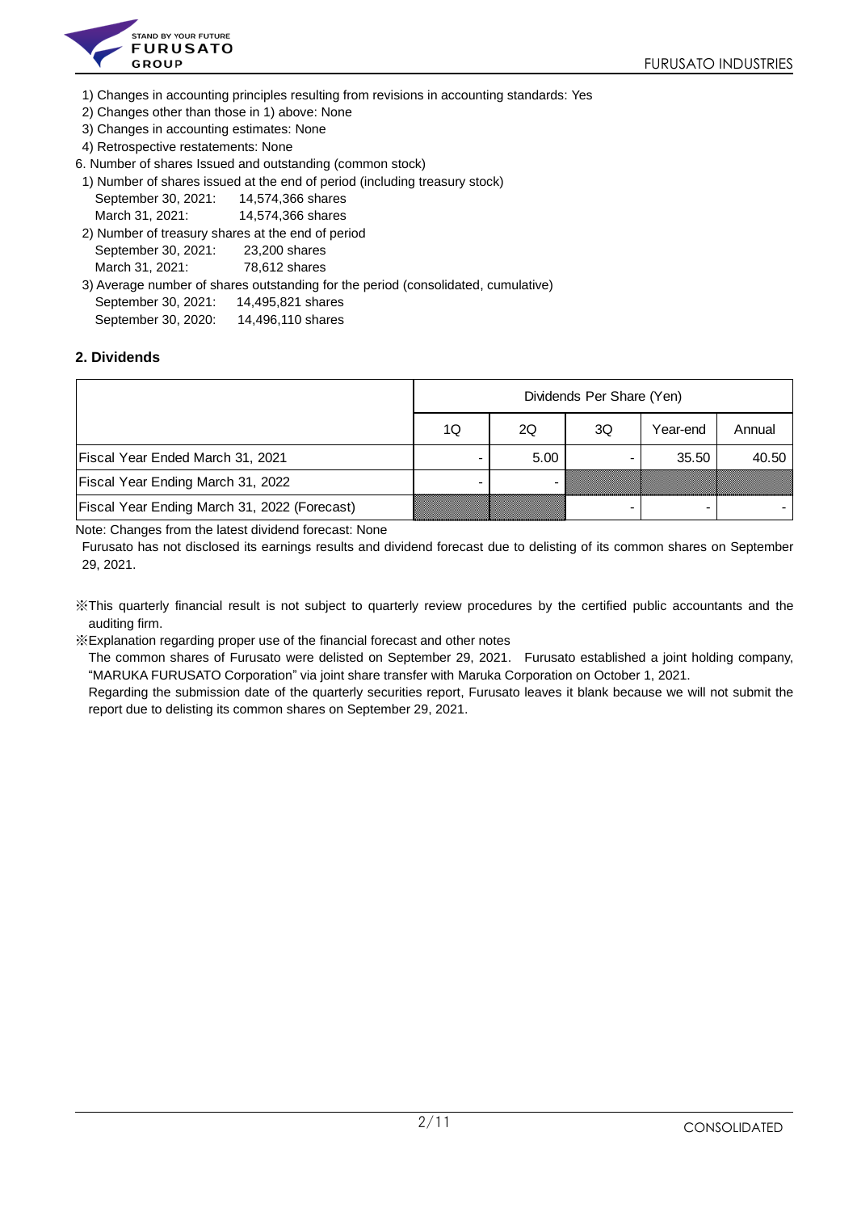1) Changes in accounting principles resulting from revisions in accounting standards: Yes
2) Changes other than those in 1) above: None
3) Changes in accounting estimates: None
4) Retrospective restatements: None

6. Number of shares Issued and outstanding (common stock)

1) Number of shares issued at the end of period (including treasury stock)
   September 30, 2021: 14,574,366 shares
   March 31, 2021: 14,574,366 shares
2) Number of treasury shares at the end of period
   September 30, 2021: 23,200 shares
   March 31, 2021: 78,612 shares
3) Average number of shares outstanding for the period (consolidated, cumulative)
   September 30, 2021: 14,495,821 shares
   September 30, 2020: 14,496,110 shares

## 2. Dividends

| | Dividends Per Share (Yen) | | | | |
|---|---|---|---|---|---|
| | 1Q | 2Q | 3Q | Year-end | Annual |
| Fiscal Year Ended March 31, 2021 | - | 5.00 | - | 35.50 | 40.50 |
| Fiscal Year Ending March 31, 2022 | - | - | | | |
| Fiscal Year Ending March 31, 2022 (Forecast) | | | - | - | - |

Note: Changes from the latest dividend forecast: None

Furusato has not disclosed its earnings results and dividend forecast due to delisting of its common shares on September 29, 2021.

※This quarterly financial result is not subject to quarterly review procedures by the certified public accountants and the auditing firm.

※Explanation regarding proper use of the financial forecast and other notes

The common shares of Furusato were delisted on September 29, 2021. Furusato established a joint holding company, "MARUKA FURUSATO Corporation" via joint share transfer with Maruka Corporation on October 1, 2021.

Regarding the submission date of the quarterly securities report, Furusato leaves it blank because we will not submit the report due to delisting its common shares on September 29, 2021.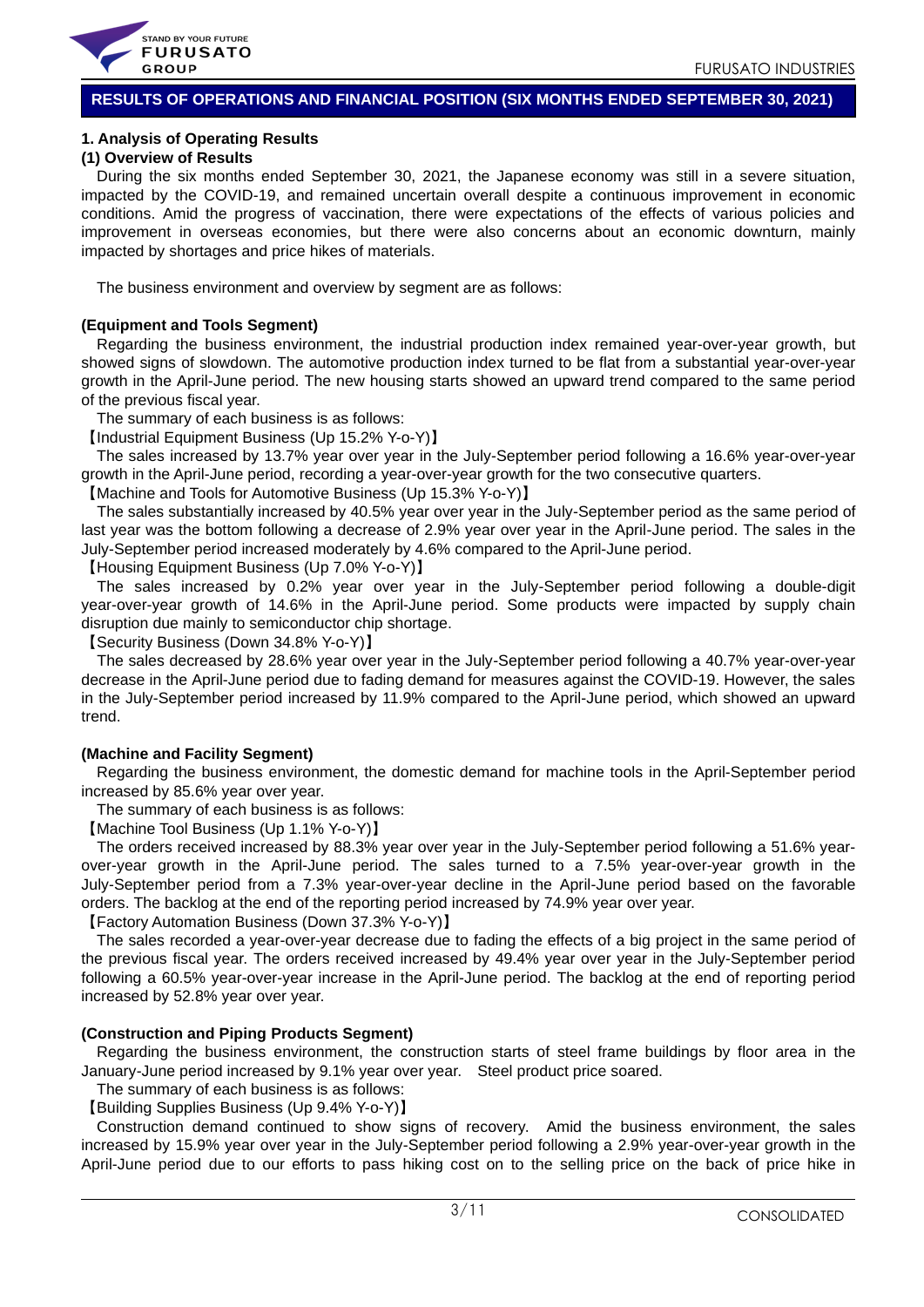## RESULTS OF OPERATIONS AND FINANCIAL POSITION (SIX MONTHS ENDED SEPTEMBER 30, 2021)

### 1. Analysis of Operating Results

#### (1) Overview of Results

During the six months ended September 30, 2021, the Japanese economy was still in a severe situation, impacted by the COVID-19, and remained uncertain overall despite a continuous improvement in economic conditions. Amid the progress of vaccination, there were expectations of the effects of various policies and improvement in overseas economies, but there were also concerns about an economic downturn, mainly impacted by shortages and price hikes of materials.

The business environment and overview by segment are as follows:

**(Equipment and Tools Segment)**

Regarding the business environment, the industrial production index remained year-over-year growth, but showed signs of slowdown. The automotive production index turned to be flat from a substantial year-over-year growth in the April-June period. The new housing starts showed an upward trend compared to the same period of the previous fiscal year.

The summary of each business is as follows:

【Industrial Equipment Business (Up 15.2% Y-o-Y)】

The sales increased by 13.7% year over year in the July-September period following a 16.6% year-over-year growth in the April-June period, recording a year-over-year growth for the two consecutive quarters.

【Machine and Tools for Automotive Business (Up 15.3% Y-o-Y)】

The sales substantially increased by 40.5% year over year in the July-September period as the same period of last year was the bottom following a decrease of 2.9% year over year in the April-June period. The sales in the July-September period increased moderately by 4.6% compared to the April-June period.

【Housing Equipment Business (Up 7.0% Y-o-Y)】

The sales increased by 0.2% year over year in the July-September period following a double-digit year-over-year growth of 14.6% in the April-June period. Some products were impacted by supply chain disruption due mainly to semiconductor chip shortage.

【Security Business (Down 34.8% Y-o-Y)】

The sales decreased by 28.6% year over year in the July-September period following a 40.7% year-over-year decrease in the April-June period due to fading demand for measures against the COVID-19. However, the sales in the July-September period increased by 11.9% compared to the April-June period, which showed an upward trend.

**(Machine and Facility Segment)**

Regarding the business environment, the domestic demand for machine tools in the April-September period increased by 85.6% year over year.

The summary of each business is as follows:

【Machine Tool Business (Up 1.1% Y-o-Y)】

The orders received increased by 88.3% year over year in the July-September period following a 51.6% year-over-year growth in the April-June period. The sales turned to a 7.5% year-over-year growth in the July-September period from a 7.3% year-over-year decline in the April-June period based on the favorable orders. The backlog at the end of the reporting period increased by 74.9% year over year.

【Factory Automation Business (Down 37.3% Y-o-Y)】

The sales recorded a year-over-year decrease due to fading the effects of a big project in the same period of the previous fiscal year. The orders received increased by 49.4% year over year in the July-September period following a 60.5% year-over-year increase in the April-June period. The backlog at the end of reporting period increased by 52.8% year over year.

**(Construction and Piping Products Segment)**

Regarding the business environment, the construction starts of steel frame buildings by floor area in the January-June period increased by 9.1% year over year. Steel product price soared.

The summary of each business is as follows:

【Building Supplies Business (Up 9.4% Y-o-Y)】

Construction demand continued to show signs of recovery. Amid the business environment, the sales increased by 15.9% year over year in the July-September period following a 2.9% year-over-year growth in the April-June period due to our efforts to pass hiking cost on to the selling price on the back of price hike in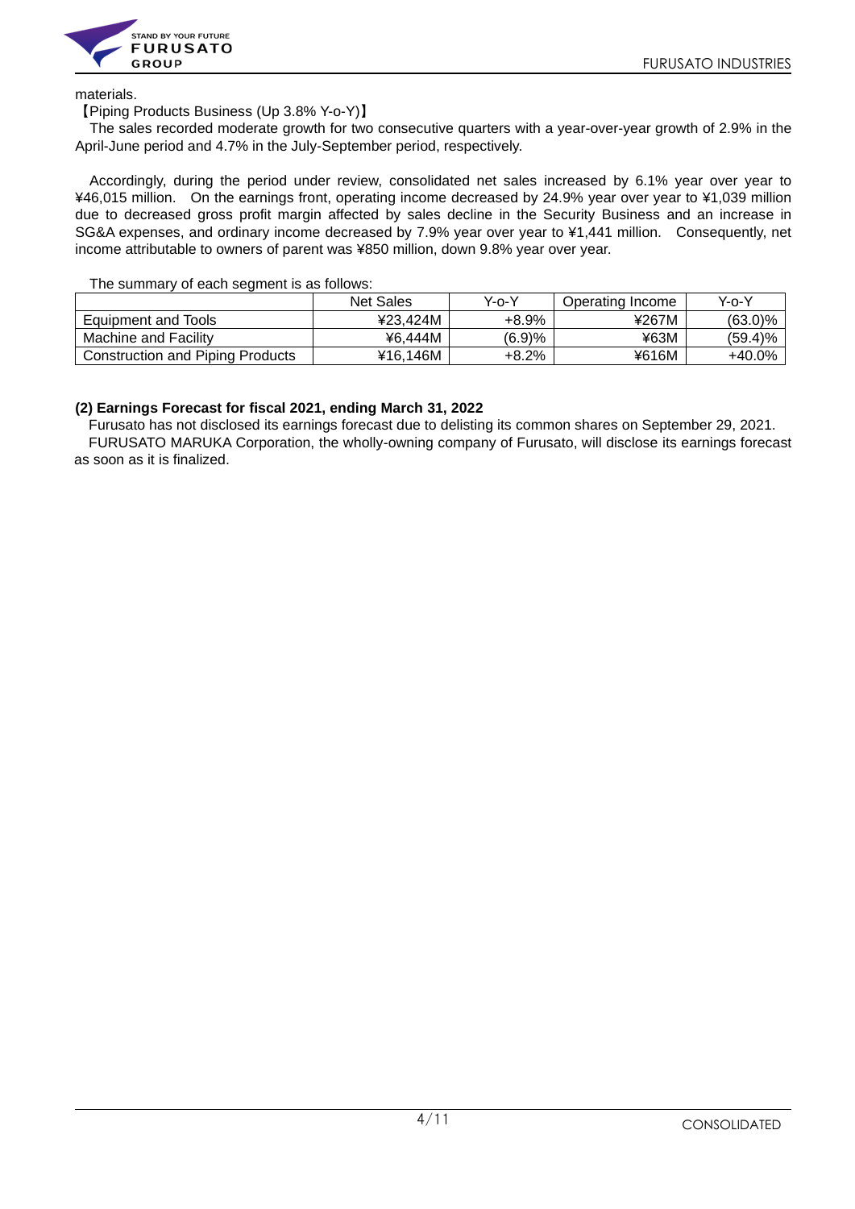materials.

【Piping Products Business (Up 3.8% Y-o-Y)】

The sales recorded moderate growth for two consecutive quarters with a year-over-year growth of 2.9% in the April-June period and 4.7% in the July-September period, respectively.

Accordingly, during the period under review, consolidated net sales increased by 6.1% year over year to ¥46,015 million. On the earnings front, operating income decreased by 24.9% year over year to ¥1,039 million due to decreased gross profit margin affected by sales decline in the Security Business and an increase in SG&A expenses, and ordinary income decreased by 7.9% year over year to ¥1,441 million. Consequently, net income attributable to owners of parent was ¥850 million, down 9.8% year over year.

The summary of each segment is as follows:

| | Net Sales | Y-o-Y | Operating Income | Y-o-Y |
|---|---|---|---|---|
| Equipment and Tools | ¥23,424M | +8.9% | ¥267M | (63.0)% |
| Machine and Facility | ¥6,444M | (6.9)% | ¥63M | (59.4)% |
| Construction and Piping Products | ¥16,146M | +8.2% | ¥616M | +40.0% |

**(2) Earnings Forecast for fiscal 2021, ending March 31, 2022**

Furusato has not disclosed its earnings forecast due to delisting its common shares on September 29, 2021.

FURUSATO MARUKA Corporation, the wholly-owning company of Furusato, will disclose its earnings forecast as soon as it is finalized.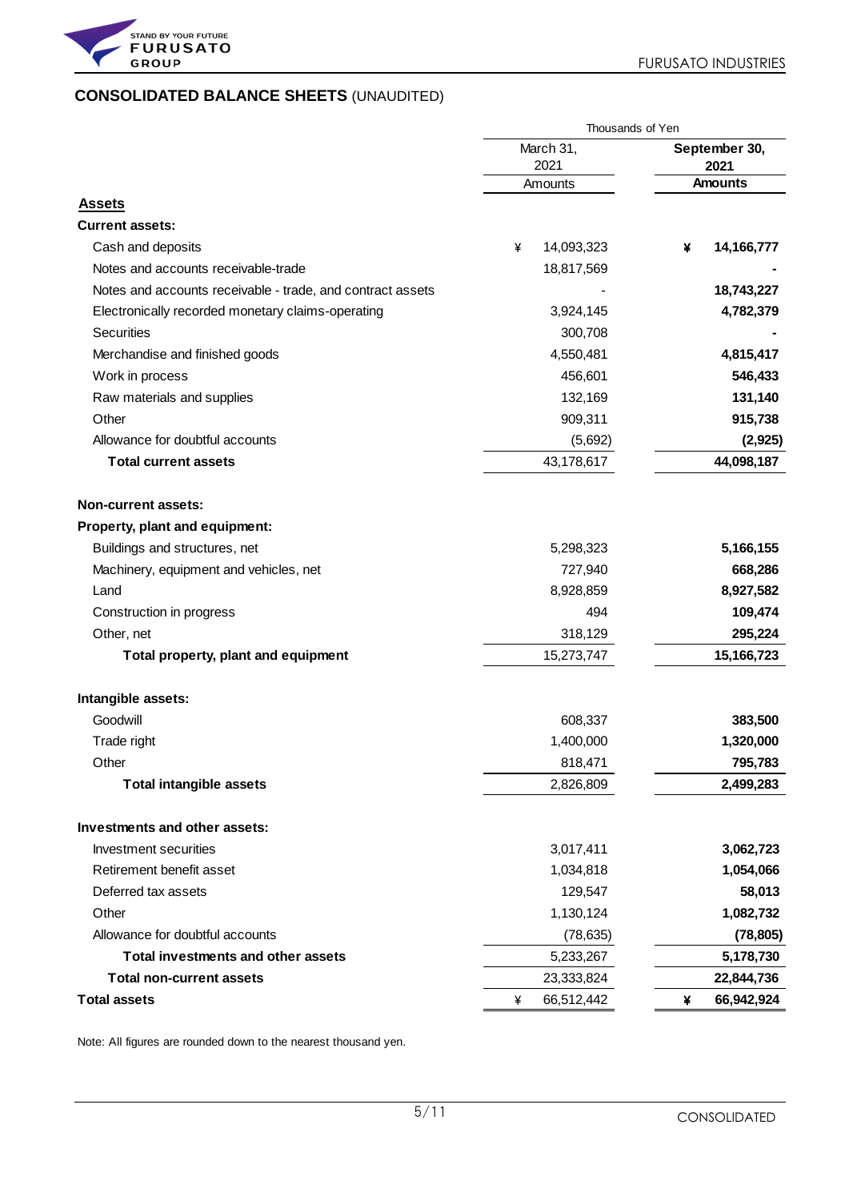## CONSOLIDATED BALANCE SHEETS (UNAUDITED)

| | Thousands of Yen | |
|---|---|---|
| | March 31, 2021 | **September 30, 2021** |
| | Amounts | **Amounts** |
| **Assets** | | |
| **Current assets:** | | |
| Cash and deposits | ¥ 14,093,323 | **¥ 14,166,777** |
| Notes and accounts receivable-trade | 18,817,569 | **-** |
| Notes and accounts receivable - trade, and contract assets | - | **18,743,227** |
| Electronically recorded monetary claims-operating | 3,924,145 | **4,782,379** |
| Securities | 300,708 | **-** |
| Merchandise and finished goods | 4,550,481 | **4,815,417** |
| Work in process | 456,601 | **546,433** |
| Raw materials and supplies | 132,169 | **131,140** |
| Other | 909,311 | **915,738** |
| Allowance for doubtful accounts | (5,692) | **(2,925)** |
| **Total current assets** | 43,178,617 | **44,098,187** |
| **Non-current assets:** | | |
| **Property, plant and equipment:** | | |
| Buildings and structures, net | 5,298,323 | **5,166,155** |
| Machinery, equipment and vehicles, net | 727,940 | **668,286** |
| Land | 8,928,859 | **8,927,582** |
| Construction in progress | 494 | **109,474** |
| Other, net | 318,129 | **295,224** |
| **Total property, plant and equipment** | 15,273,747 | **15,166,723** |
| **Intangible assets:** | | |
| Goodwill | 608,337 | **383,500** |
| Trade right | 1,400,000 | **1,320,000** |
| Other | 818,471 | **795,783** |
| **Total intangible assets** | 2,826,809 | **2,499,283** |
| **Investments and other assets:** | | |
| Investment securities | 3,017,411 | **3,062,723** |
| Retirement benefit asset | 1,034,818 | **1,054,066** |
| Deferred tax assets | 129,547 | **58,013** |
| Other | 1,130,124 | **1,082,732** |
| Allowance for doubtful accounts | (78,635) | **(78,805)** |
| **Total investments and other assets** | 5,233,267 | **5,178,730** |
| **Total non-current assets** | 23,333,824 | **22,844,736** |
| **Total assets** | ¥ 66,512,442 | **¥ 66,942,924** |

Note: All figures are rounded down to the nearest thousand yen.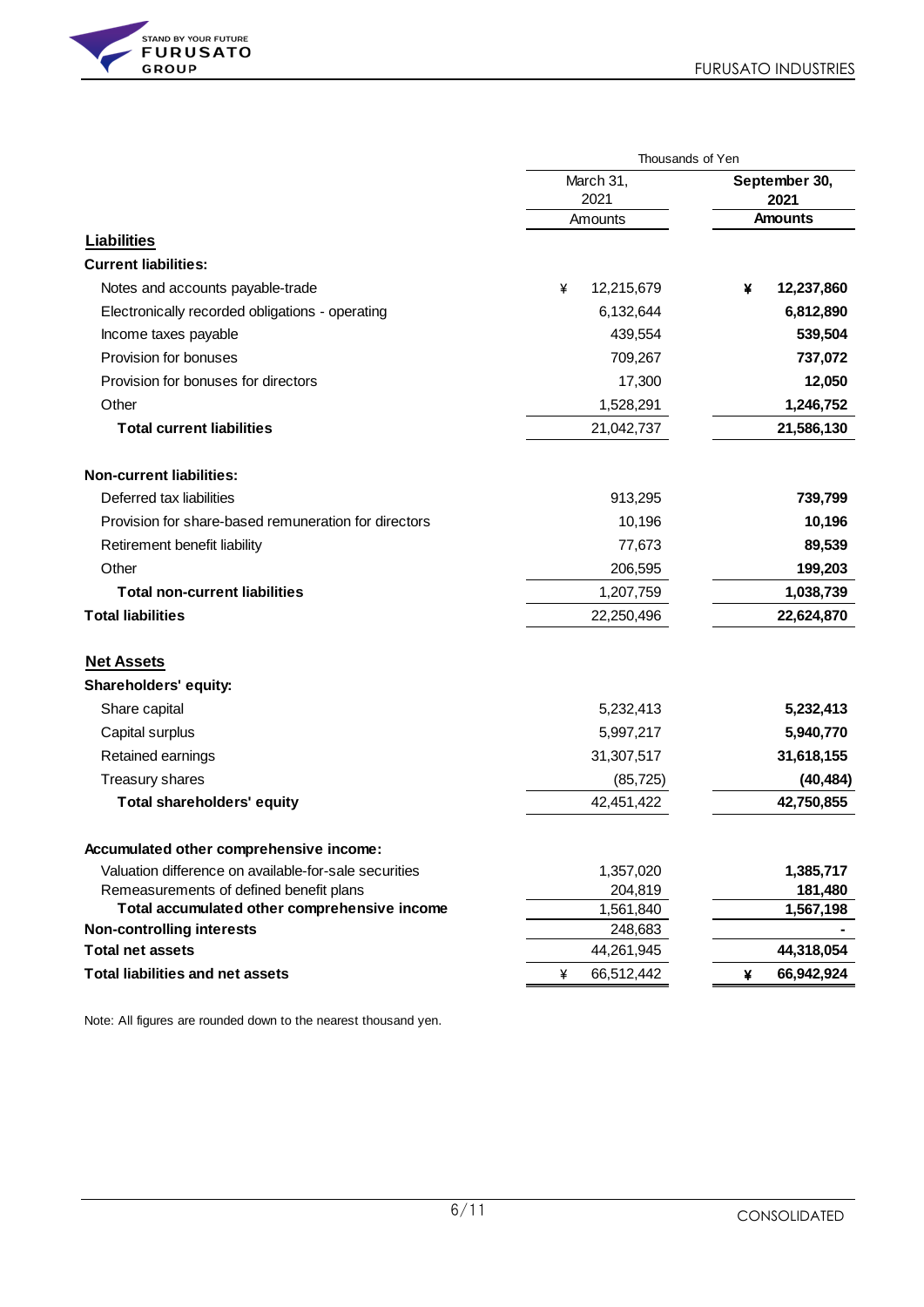| | Thousands of Yen | |
|---|---|---|
| | March 31, 2021 | **September 30, 2021** |
| | Amounts | **Amounts** |
| **Liabilities** | | |
| **Current liabilities:** | | |
| Notes and accounts payable-trade | ¥ 12,215,679 | **¥ 12,237,860** |
| Electronically recorded obligations - operating | 6,132,644 | **6,812,890** |
| Income taxes payable | 439,554 | **539,504** |
| Provision for bonuses | 709,267 | **737,072** |
| Provision for bonuses for directors | 17,300 | **12,050** |
| Other | 1,528,291 | **1,246,752** |
| **Total current liabilities** | 21,042,737 | **21,586,130** |
| **Non-current liabilities:** | | |
| Deferred tax liabilities | 913,295 | **739,799** |
| Provision for share-based remuneration for directors | 10,196 | **10,196** |
| Retirement benefit liability | 77,673 | **89,539** |
| Other | 206,595 | **199,203** |
| **Total non-current liabilities** | 1,207,759 | **1,038,739** |
| **Total liabilities** | 22,250,496 | **22,624,870** |
| **Net Assets** | | |
| **Shareholders' equity:** | | |
| Share capital | 5,232,413 | **5,232,413** |
| Capital surplus | 5,997,217 | **5,940,770** |
| Retained earnings | 31,307,517 | **31,618,155** |
| Treasury shares | (85,725) | **(40,484)** |
| **Total shareholders' equity** | 42,451,422 | **42,750,855** |
| **Accumulated other comprehensive income:** | | |
| Valuation difference on available-for-sale securities | 1,357,020 | **1,385,717** |
| Remeasurements of defined benefit plans | 204,819 | **181,480** |
| **Total accumulated other comprehensive income** | 1,561,840 | **1,567,198** |
| **Non-controlling interests** | 248,683 | **-** |
| **Total net assets** | 44,261,945 | **44,318,054** |
| **Total liabilities and net assets** | ¥ 66,512,442 | **¥ 66,942,924** |

Note: All figures are rounded down to the nearest thousand yen.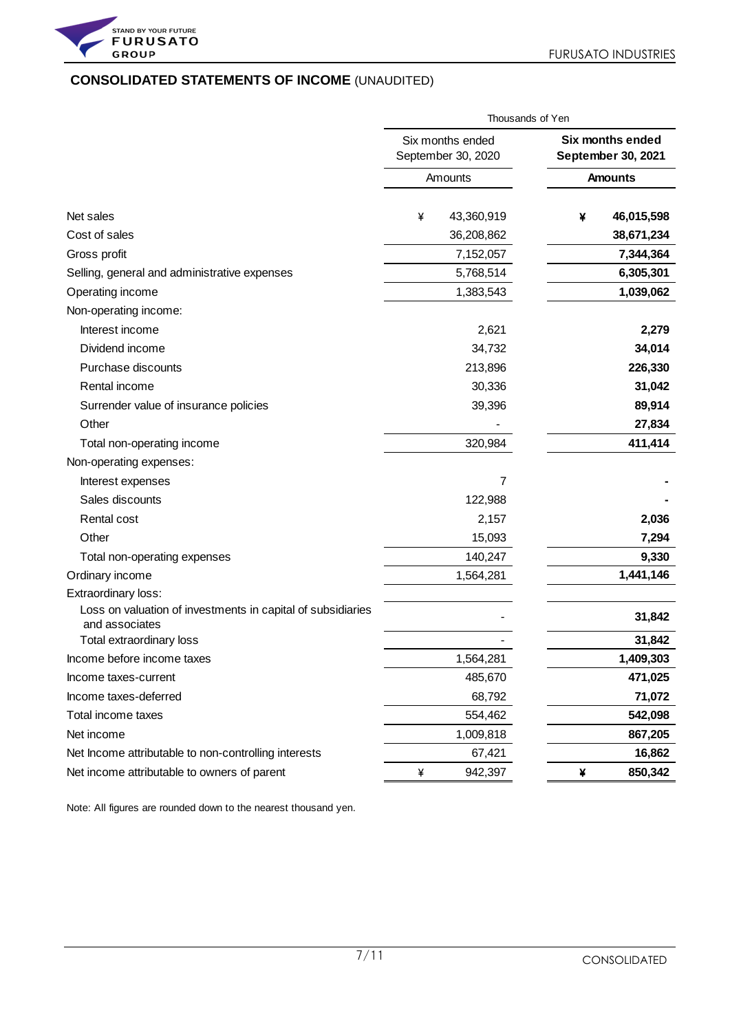## CONSOLIDATED STATEMENTS OF INCOME (UNAUDITED)

| | Thousands of Yen | |
|---|---|---|
| | Six months ended September 30, 2020 | **Six months ended September 30, 2021** |
| | Amounts | **Amounts** |
| Net sales | ¥ 43,360,919 | **¥ 46,015,598** |
| Cost of sales | 36,208,862 | **38,671,234** |
| Gross profit | 7,152,057 | **7,344,364** |
| Selling, general and administrative expenses | 5,768,514 | **6,305,301** |
| Operating income | 1,383,543 | **1,039,062** |
| Non-operating income: | | |
| Interest income | 2,621 | **2,279** |
| Dividend income | 34,732 | **34,014** |
| Purchase discounts | 213,896 | **226,330** |
| Rental income | 30,336 | **31,042** |
| Surrender value of insurance policies | 39,396 | **89,914** |
| Other | - | **27,834** |
| Total non-operating income | 320,984 | **411,414** |
| Non-operating expenses: | | |
| Interest expenses | 7 | **-** |
| Sales discounts | 122,988 | **-** |
| Rental cost | 2,157 | **2,036** |
| Other | 15,093 | **7,294** |
| Total non-operating expenses | 140,247 | **9,330** |
| Ordinary income | 1,564,281 | **1,441,146** |
| Extraordinary loss: | | |
| Loss on valuation of investments in capital of subsidiaries and associates | - | **31,842** |
| Total extraordinary loss | - | **31,842** |
| Income before income taxes | 1,564,281 | **1,409,303** |
| Income taxes-current | 485,670 | **471,025** |
| Income taxes-deferred | 68,792 | **71,072** |
| Total income taxes | 554,462 | **542,098** |
| Net income | 1,009,818 | **867,205** |
| Net Income attributable to non-controlling interests | 67,421 | **16,862** |
| Net income attributable to owners of parent | ¥ 942,397 | **¥ 850,342** |

Note: All figures are rounded down to the nearest thousand yen.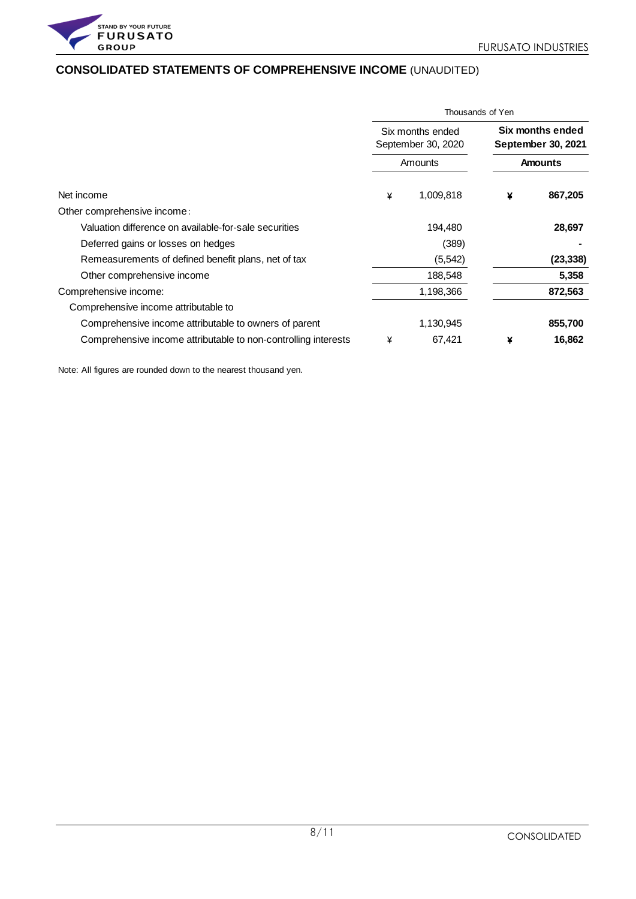## CONSOLIDATED STATEMENTS OF COMPREHENSIVE INCOME (UNAUDITED)

| | Thousands of Yen | | | |
|---|---|---|---|---|
| | Six months ended September 30, 2020 | | **Six months ended September 30, 2021** | |
| | Amounts | | **Amounts** | |
| Net income | ¥ | 1,009,818 | **¥** | **867,205** |
| Other comprehensive income: | | | | |
| Valuation difference on available-for-sale securities | | 194,480 | | **28,697** |
| Deferred gains or losses on hedges | | (389) | | **-** |
| Remeasurements of defined benefit plans, net of tax | | (5,542) | | **(23,338)** |
| Other comprehensive income | | 188,548 | | **5,358** |
| Comprehensive income: | | 1,198,366 | | **872,563** |
| Comprehensive income attributable to | | | | |
| Comprehensive income attributable to owners of parent | | 1,130,945 | | **855,700** |
| Comprehensive income attributable to non-controlling interests | ¥ | 67,421 | **¥** | **16,862** |

Note: All figures are rounded down to the nearest thousand yen.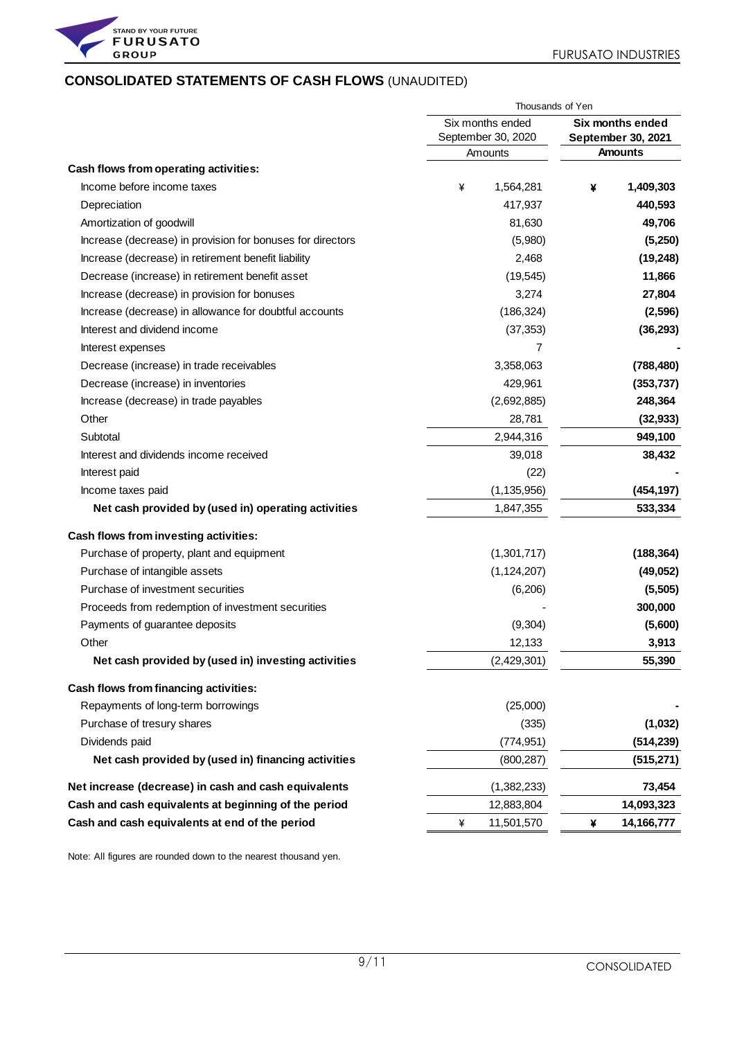# CONSOLIDATED STATEMENTS OF CASH FLOWS (UNAUDITED)

| | Thousands of Yen | |
|---|---|---|
| | Six months ended September 30, 2020 | **Six months ended September 30, 2021** |
| | Amounts | **Amounts** |
| **Cash flows from operating activities:** | | |
| Income before income taxes | ¥ 1,564,281 | **¥ 1,409,303** |
| Depreciation | 417,937 | **440,593** |
| Amortization of goodwill | 81,630 | **49,706** |
| Increase (decrease) in provision for bonuses for directors | (5,980) | **(5,250)** |
| Increase (decrease) in retirement benefit liability | 2,468 | **(19,248)** |
| Decrease (increase) in retirement benefit asset | (19,545) | **11,866** |
| Increase (decrease) in provision for bonuses | 3,274 | **27,804** |
| Increase (decrease) in allowance for doubtful accounts | (186,324) | **(2,596)** |
| Interest and dividend income | (37,353) | **(36,293)** |
| Interest expenses | 7 | **-** |
| Decrease (increase) in trade receivables | 3,358,063 | **(788,480)** |
| Decrease (increase) in inventories | 429,961 | **(353,737)** |
| Increase (decrease) in trade payables | (2,692,885) | **248,364** |
| Other | 28,781 | **(32,933)** |
| Subtotal | 2,944,316 | **949,100** |
| Interest and dividends income received | 39,018 | **38,432** |
| Interest paid | (22) | **-** |
| Income taxes paid | (1,135,956) | **(454,197)** |
| **Net cash provided by (used in) operating activities** | 1,847,355 | **533,334** |
| **Cash flows from investing activities:** | | |
| Purchase of property, plant and equipment | (1,301,717) | **(188,364)** |
| Purchase of intangible assets | (1,124,207) | **(49,052)** |
| Purchase of investment securities | (6,206) | **(5,505)** |
| Proceeds from redemption of investment securities | - | **300,000** |
| Payments of guarantee deposits | (9,304) | **(5,600)** |
| Other | 12,133 | **3,913** |
| **Net cash provided by (used in) investing activities** | (2,429,301) | **55,390** |
| **Cash flows from financing activities:** | | |
| Repayments of long-term borrowings | (25,000) | **-** |
| Purchase of tresury shares | (335) | **(1,032)** |
| Dividends paid | (774,951) | **(514,239)** |
| **Net cash provided by (used in) financing activities** | (800,287) | **(515,271)** |
| **Net increase (decrease) in cash and cash equivalents** | (1,382,233) | **73,454** |
| **Cash and cash equivalents at beginning of the period** | 12,883,804 | **14,093,323** |
| **Cash and cash equivalents at end of the period** | ¥ 11,501,570 | **¥ 14,166,777** |

Note: All figures are rounded down to the nearest thousand yen.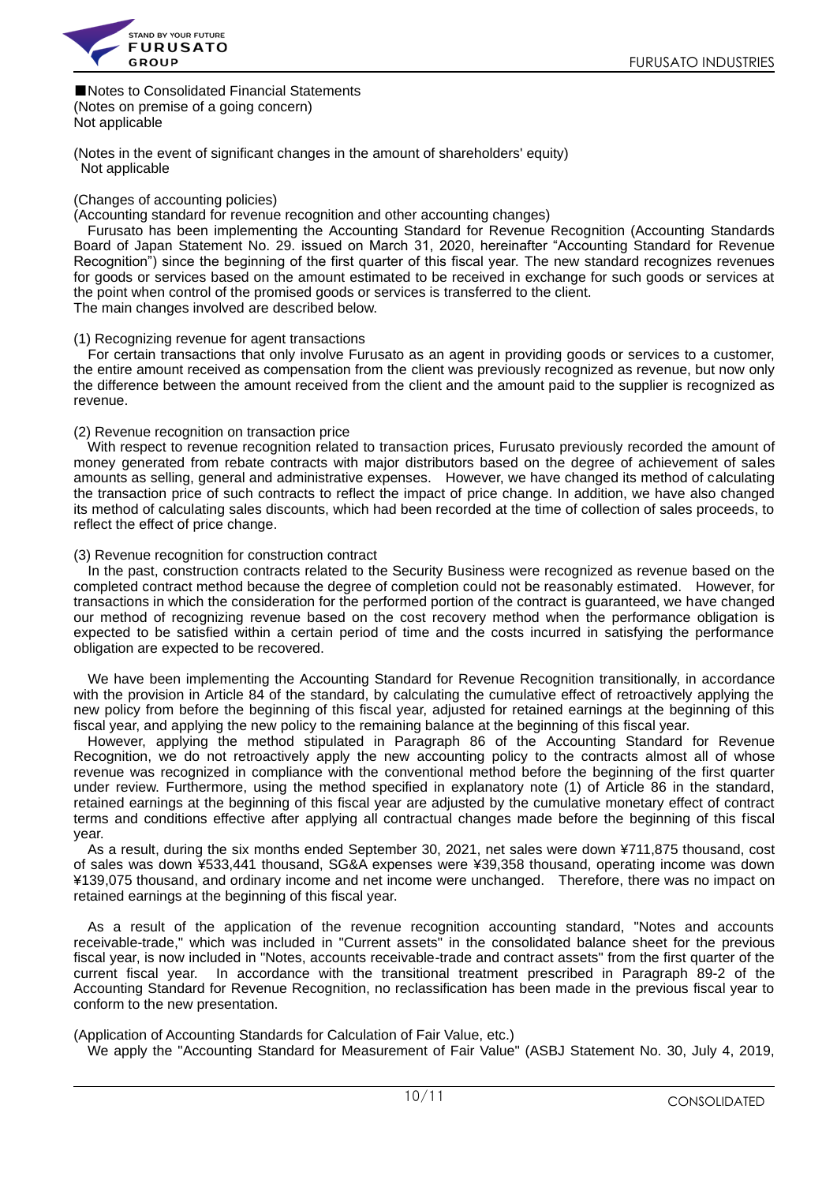■Notes to Consolidated Financial Statements
(Notes on premise of a going concern)
Not applicable

(Notes in the event of significant changes in the amount of shareholders' equity)
Not applicable

(Changes of accounting policies)
(Accounting standard for revenue recognition and other accounting changes)

Furusato has been implementing the Accounting Standard for Revenue Recognition (Accounting Standards Board of Japan Statement No. 29. issued on March 31, 2020, hereinafter "Accounting Standard for Revenue Recognition") since the beginning of the first quarter of this fiscal year. The new standard recognizes revenues for goods or services based on the amount estimated to be received in exchange for such goods or services at the point when control of the promised goods or services is transferred to the client.
The main changes involved are described below.

(1) Recognizing revenue for agent transactions

For certain transactions that only involve Furusato as an agent in providing goods or services to a customer, the entire amount received as compensation from the client was previously recognized as revenue, but now only the difference between the amount received from the client and the amount paid to the supplier is recognized as revenue.

(2) Revenue recognition on transaction price

With respect to revenue recognition related to transaction prices, Furusato previously recorded the amount of money generated from rebate contracts with major distributors based on the degree of achievement of sales amounts as selling, general and administrative expenses. However, we have changed its method of calculating the transaction price of such contracts to reflect the impact of price change. In addition, we have also changed its method of calculating sales discounts, which had been recorded at the time of collection of sales proceeds, to reflect the effect of price change.

(3) Revenue recognition for construction contract

In the past, construction contracts related to the Security Business were recognized as revenue based on the completed contract method because the degree of completion could not be reasonably estimated. However, for transactions in which the consideration for the performed portion of the contract is guaranteed, we have changed our method of recognizing revenue based on the cost recovery method when the performance obligation is expected to be satisfied within a certain period of time and the costs incurred in satisfying the performance obligation are expected to be recovered.

We have been implementing the Accounting Standard for Revenue Recognition transitionally, in accordance with the provision in Article 84 of the standard, by calculating the cumulative effect of retroactively applying the new policy from before the beginning of this fiscal year, adjusted for retained earnings at the beginning of this fiscal year, and applying the new policy to the remaining balance at the beginning of this fiscal year.

However, applying the method stipulated in Paragraph 86 of the Accounting Standard for Revenue Recognition, we do not retroactively apply the new accounting policy to the contracts almost all of whose revenue was recognized in compliance with the conventional method before the beginning of the first quarter under review. Furthermore, using the method specified in explanatory note (1) of Article 86 in the standard, retained earnings at the beginning of this fiscal year are adjusted by the cumulative monetary effect of contract terms and conditions effective after applying all contractual changes made before the beginning of this fiscal year.

As a result, during the six months ended September 30, 2021, net sales were down ¥711,875 thousand, cost of sales was down ¥533,441 thousand, SG&A expenses were ¥39,358 thousand, operating income was down ¥139,075 thousand, and ordinary income and net income were unchanged. Therefore, there was no impact on retained earnings at the beginning of this fiscal year.

As a result of the application of the revenue recognition accounting standard, "Notes and accounts receivable-trade," which was included in "Current assets" in the consolidated balance sheet for the previous fiscal year, is now included in "Notes, accounts receivable-trade and contract assets" from the first quarter of the current fiscal year. In accordance with the transitional treatment prescribed in Paragraph 89-2 of the Accounting Standard for Revenue Recognition, no reclassification has been made in the previous fiscal year to conform to the new presentation.

(Application of Accounting Standards for Calculation of Fair Value, etc.)

We apply the "Accounting Standard for Measurement of Fair Value" (ASBJ Statement No. 30, July 4, 2019,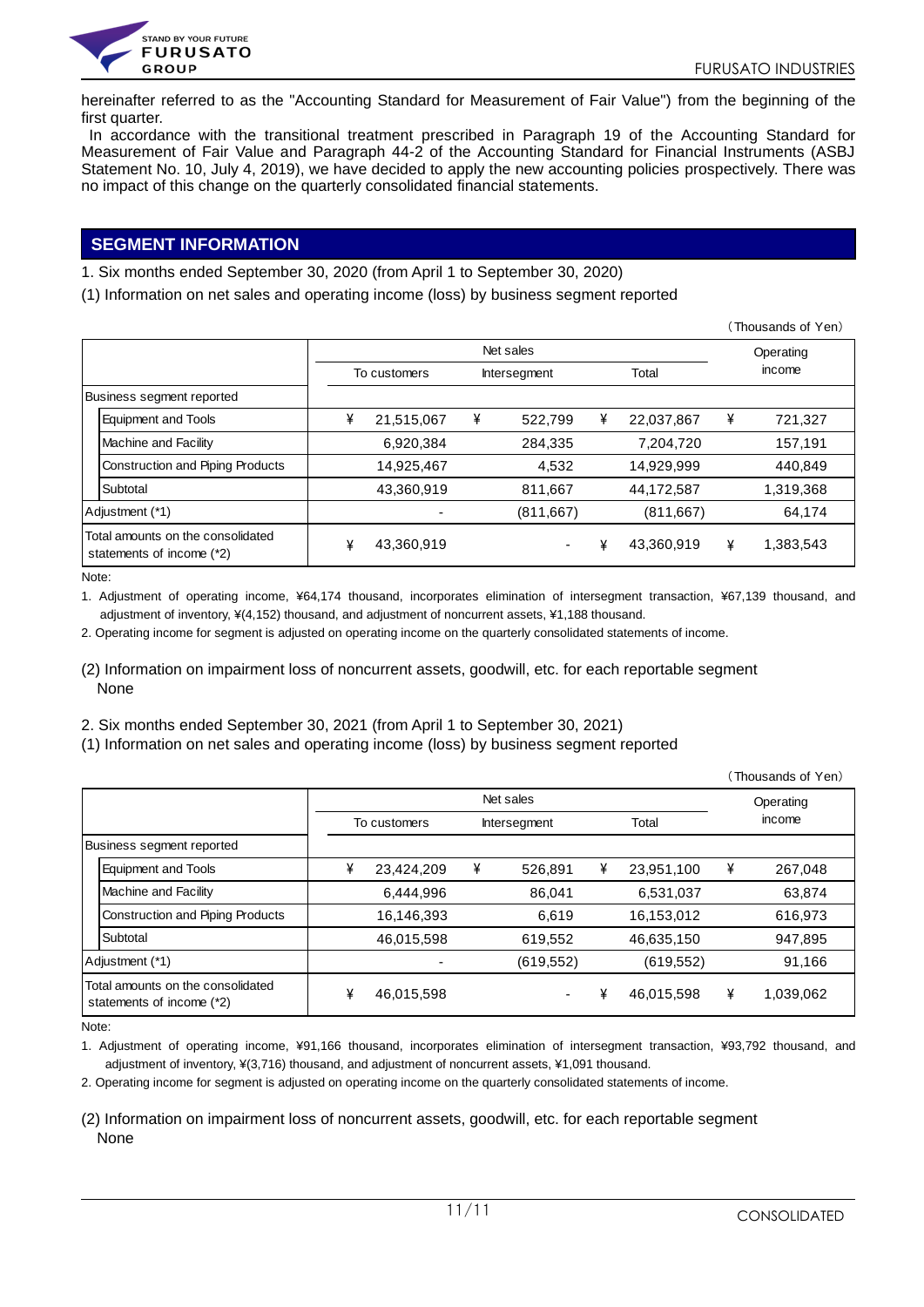hereinafter referred to as the "Accounting Standard for Measurement of Fair Value") from the beginning of the first quarter.

In accordance with the transitional treatment prescribed in Paragraph 19 of the Accounting Standard for Measurement of Fair Value and Paragraph 44-2 of the Accounting Standard for Financial Instruments (ASBJ Statement No. 10, July 4, 2019), we have decided to apply the new accounting policies prospectively. There was no impact of this change on the quarterly consolidated financial statements.

## SEGMENT INFORMATION

1. Six months ended September 30, 2020 (from April 1 to September 30, 2020)

(1) Information on net sales and operating income (loss) by business segment reported

（Thousands of Yen）

| | Net sales | | | Operating income |
|---|---|---|---|---|
| | To customers | Intersegment | Total | |
| Business segment reported | | | | |
| Equipment and Tools | ¥ 21,515,067 | ¥ 522,799 | ¥ 22,037,867 | ¥ 721,327 |
| Machine and Facility | 6,920,384 | 284,335 | 7,204,720 | 157,191 |
| Construction and Piping Products | 14,925,467 | 4,532 | 14,929,999 | 440,849 |
| Subtotal | 43,360,919 | 811,667 | 44,172,587 | 1,319,368 |
| Adjustment (*1) | - | (811,667) | (811,667) | 64,174 |
| Total amounts on the consolidated statements of income (*2) | ¥ 43,360,919 | - | ¥ 43,360,919 | ¥ 1,383,543 |

Note:

1. Adjustment of operating income, ¥64,174 thousand, incorporates elimination of intersegment transaction, ¥67,139 thousand, and adjustment of inventory, ¥(4,152) thousand, and adjustment of noncurrent assets, ¥1,188 thousand.
2. Operating income for segment is adjusted on operating income on the quarterly consolidated statements of income.

(2) Information on impairment loss of noncurrent assets, goodwill, etc. for each reportable segment
None

2. Six months ended September 30, 2021 (from April 1 to September 30, 2021)

(1) Information on net sales and operating income (loss) by business segment reported

（Thousands of Yen）

| | Net sales | | | Operating income |
|---|---|---|---|---|
| | To customers | Intersegment | Total | |
| Business segment reported | | | | |
| Equipment and Tools | ¥ 23,424,209 | ¥ 526,891 | ¥ 23,951,100 | ¥ 267,048 |
| Machine and Facility | 6,444,996 | 86,041 | 6,531,037 | 63,874 |
| Construction and Piping Products | 16,146,393 | 6,619 | 16,153,012 | 616,973 |
| Subtotal | 46,015,598 | 619,552 | 46,635,150 | 947,895 |
| Adjustment (*1) | - | (619,552) | (619,552) | 91,166 |
| Total amounts on the consolidated statements of income (*2) | ¥ 46,015,598 | - | ¥ 46,015,598 | ¥ 1,039,062 |

Note:

1. Adjustment of operating income, ¥91,166 thousand, incorporates elimination of intersegment transaction, ¥93,792 thousand, and adjustment of inventory, ¥(3,716) thousand, and adjustment of noncurrent assets, ¥1,091 thousand.
2. Operating income for segment is adjusted on operating income on the quarterly consolidated statements of income.

(2) Information on impairment loss of noncurrent assets, goodwill, etc. for each reportable segment
None